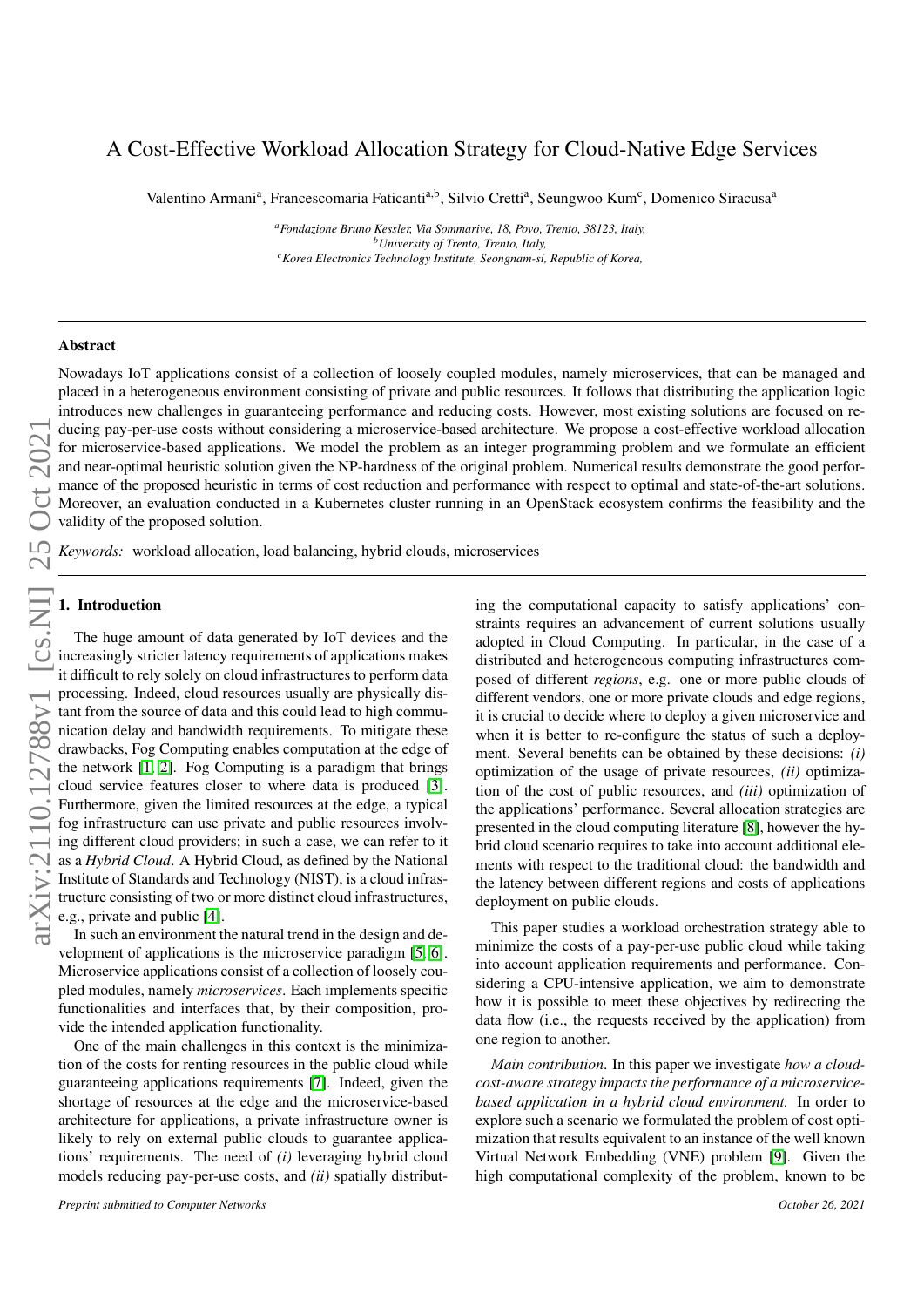# A Cost-Effective Workload Allocation Strategy for Cloud-Native Edge Services

Valentino Armani[a], Francescomaria Faticanti[a,b], Silvio Cretti[a], Seungwoo Kum[c], Domenico Siracusa[a]

[a] *Fondazione Bruno Kessler, Via Sommarive, 18, Povo, Trento, 38123, Italy,*
[b] *University of Trento, Trento, Italy,*
[c] *Korea Electronics Technology Institute, Seongnam-si, Republic of Korea,*

## Abstract

Nowadays IoT applications consist of a collection of loosely coupled modules, namely microservices, that can be managed and placed in a heterogeneous environment consisting of private and public resources. It follows that distributing the application logic introduces new challenges in guaranteeing performance and reducing costs. However, most existing solutions are focused on reducing pay-per-use costs without considering a microservice-based architecture. We propose a cost-effective workload allocation for microservice-based applications. We model the problem as an integer programming problem and we formulate an efficient and near-optimal heuristic solution given the NP-hardness of the original problem. Numerical results demonstrate the good performance of the proposed heuristic in terms of cost reduction and performance with respect to optimal and state-of-the-art solutions. Moreover, an evaluation conducted in a Kubernetes cluster running in an OpenStack ecosystem confirms the feasibility and the validity of the proposed solution.

*Keywords:* workload allocation, load balancing, hybrid clouds, microservices

## 1. Introduction

The huge amount of data generated by IoT devices and the increasingly stricter latency requirements of applications makes it difficult to rely solely on cloud infrastructures to perform data processing. Indeed, cloud resources usually are physically distant from the source of data and this could lead to high communication delay and bandwidth requirements. To mitigate these drawbacks, Fog Computing enables computation at the edge of the network [1, 2]. Fog Computing is a paradigm that brings cloud service features closer to where data is produced [3]. Furthermore, given the limited resources at the edge, a typical fog infrastructure can use private and public resources involving different cloud providers; in such a case, we can refer to it as a *Hybrid Cloud*. A Hybrid Cloud, as defined by the National Institute of Standards and Technology (NIST), is a cloud infrastructure consisting of two or more distinct cloud infrastructures, e.g., private and public [4].

In such an environment the natural trend in the design and development of applications is the microservice paradigm [5, 6]. Microservice applications consist of a collection of loosely coupled modules, namely *microservices*. Each implements specific functionalities and interfaces that, by their composition, provide the intended application functionality.

One of the main challenges in this context is the minimization of the costs for renting resources in the public cloud while guaranteeing applications requirements [7]. Indeed, given the shortage of resources at the edge and the microservice-based architecture for applications, a private infrastructure owner is likely to rely on external public clouds to guarantee applications' requirements. The need of *(i)* leveraging hybrid cloud models reducing pay-per-use costs, and *(ii)* spatially distributing the computational capacity to satisfy applications' constraints requires an advancement of current solutions usually adopted in Cloud Computing. In particular, in the case of a distributed and heterogeneous computing infrastructures composed of different *regions*, e.g. one or more public clouds of different vendors, one or more private clouds and edge regions, it is crucial to decide where to deploy a given microservice and when it is better to re-configure the status of such a deployment. Several benefits can be obtained by these decisions: *(i)* optimization of the usage of private resources, *(ii)* optimization of the cost of public resources, and *(iii)* optimization of the applications' performance. Several allocation strategies are presented in the cloud computing literature [8], however the hybrid cloud scenario requires to take into account additional elements with respect to the traditional cloud: the bandwidth and the latency between different regions and costs of applications deployment on public clouds.

This paper studies a workload orchestration strategy able to minimize the costs of a pay-per-use public cloud while taking into account application requirements and performance. Considering a CPU-intensive application, we aim to demonstrate how it is possible to meet these objectives by redirecting the data flow (i.e., the requests received by the application) from one region to another.

*Main contribution*. In this paper we investigate *how a cloud-cost-aware strategy impacts the performance of a microservice-based application in a hybrid cloud environment.* In order to explore such a scenario we formulated the problem of cost optimization that results equivalent to an instance of the well known Virtual Network Embedding (VNE) problem [9]. Given the high computational complexity of the problem, known to be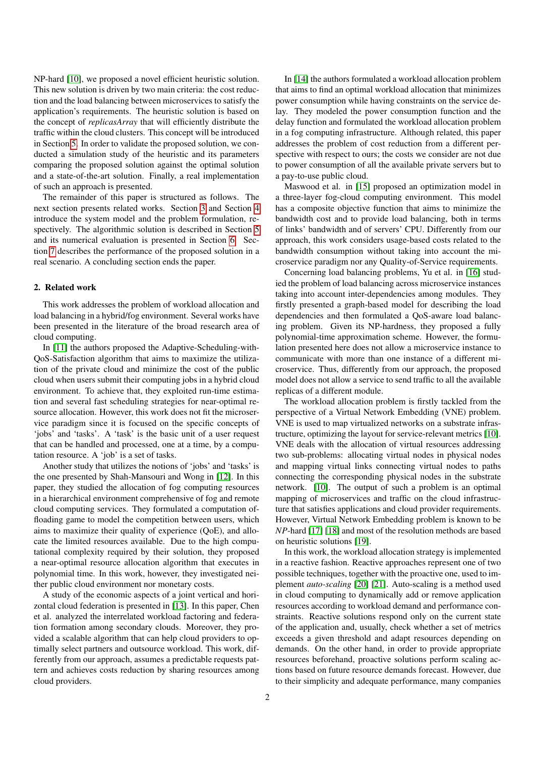NP-hard [10], we proposed a novel efficient heuristic solution. This new solution is driven by two main criteria: the cost reduction and the load balancing between microservices to satisfy the application's requirements. The heuristic solution is based on the concept of *replicasArray* that will efficiently distribute the traffic within the cloud clusters. This concept will be introduced in Section 5. In order to validate the proposed solution, we conducted a simulation study of the heuristic and its parameters comparing the proposed solution against the optimal solution and a state-of-the-art solution. Finally, a real implementation of such an approach is presented.

The remainder of this paper is structured as follows. The next section presents related works. Section 3 and Section 4 introduce the system model and the problem formulation, respectively. The algorithmic solution is described in Section 5 and its numerical evaluation is presented in Section 6. Section 7 describes the performance of the proposed solution in a real scenario. A concluding section ends the paper.

## 2. Related work

This work addresses the problem of workload allocation and load balancing in a hybrid/fog environment. Several works have been presented in the literature of the broad research area of cloud computing.

In [11] the authors proposed the Adaptive-Scheduling-with-QoS-Satisfaction algorithm that aims to maximize the utilization of the private cloud and minimize the cost of the public cloud when users submit their computing jobs in a hybrid cloud environment. To achieve that, they exploited run-time estimation and several fast scheduling strategies for near-optimal resource allocation. However, this work does not fit the microservice paradigm since it is focused on the specific concepts of 'jobs' and 'tasks'. A 'task' is the basic unit of a user request that can be handled and processed, one at a time, by a computation resource. A 'job' is a set of tasks.

Another study that utilizes the notions of 'jobs' and 'tasks' is the one presented by Shah-Mansouri and Wong in [12]. In this paper, they studied the allocation of fog computing resources in a hierarchical environment comprehensive of fog and remote cloud computing services. They formulated a computation offloading game to model the competition between users, which aims to maximize their quality of experience (QoE), and allocate the limited resources available. Due to the high computational complexity required by their solution, they proposed a near-optimal resource allocation algorithm that executes in polynomial time. In this work, however, they investigated neither public cloud environment nor monetary costs.

A study of the economic aspects of a joint vertical and horizontal cloud federation is presented in [13]. In this paper, Chen et al. analyzed the interrelated workload factoring and federation formation among secondary clouds. Moreover, they provided a scalable algorithm that can help cloud providers to optimally select partners and outsource workload. This work, differently from our approach, assumes a predictable requests pattern and achieves costs reduction by sharing resources among cloud providers.

In [14] the authors formulated a workload allocation problem that aims to find an optimal workload allocation that minimizes power consumption while having constraints on the service delay. They modeled the power consumption function and the delay function and formulated the workload allocation problem in a fog computing infrastructure. Although related, this paper addresses the problem of cost reduction from a different perspective with respect to ours; the costs we consider are not due to power consumption of all the available private servers but to a pay-to-use public cloud.

Maswood et al. in [15] proposed an optimization model in a three-layer fog-cloud computing environment. This model has a composite objective function that aims to minimize the bandwidth cost and to provide load balancing, both in terms of links' bandwidth and of servers' CPU. Differently from our approach, this work considers usage-based costs related to the bandwidth consumption without taking into account the microservice paradigm nor any Quality-of-Service requirements.

Concerning load balancing problems, Yu et al. in [16] studied the problem of load balancing across microservice instances taking into account inter-dependencies among modules. They firstly presented a graph-based model for describing the load dependencies and then formulated a QoS-aware load balancing problem. Given its NP-hardness, they proposed a fully polynomial-time approximation scheme. However, the formulation presented here does not allow a microservice instance to communicate with more than one instance of a different microservice. Thus, differently from our approach, the proposed model does not allow a service to send traffic to all the available replicas of a different module.

The workload allocation problem is firstly tackled from the perspective of a Virtual Network Embedding (VNE) problem. VNE is used to map virtualized networks on a substrate infrastructure, optimizing the layout for service-relevant metrics [10]. VNE deals with the allocation of virtual resources addressing two sub-problems: allocating virtual nodes in physical nodes and mapping virtual links connecting virtual nodes to paths connecting the corresponding physical nodes in the substrate network. [10]. The output of such a problem is an optimal mapping of microservices and traffic on the cloud infrastructure that satisfies applications and cloud provider requirements. However, Virtual Network Embedding problem is known to be *NP*-hard [17] [18] and most of the resolution methods are based on heuristic solutions [19].

In this work, the workload allocation strategy is implemented in a reactive fashion. Reactive approaches represent one of two possible techniques, together with the proactive one, used to implement *auto-scaling* [20] [21]. Auto-scaling is a method used in cloud computing to dynamically add or remove application resources according to workload demand and performance constraints. Reactive solutions respond only on the current state of the application and, usually, check whether a set of metrics exceeds a given threshold and adapt resources depending on demands. On the other hand, in order to provide appropriate resources beforehand, proactive solutions perform scaling actions based on future resource demands forecast. However, due to their simplicity and adequate performance, many companies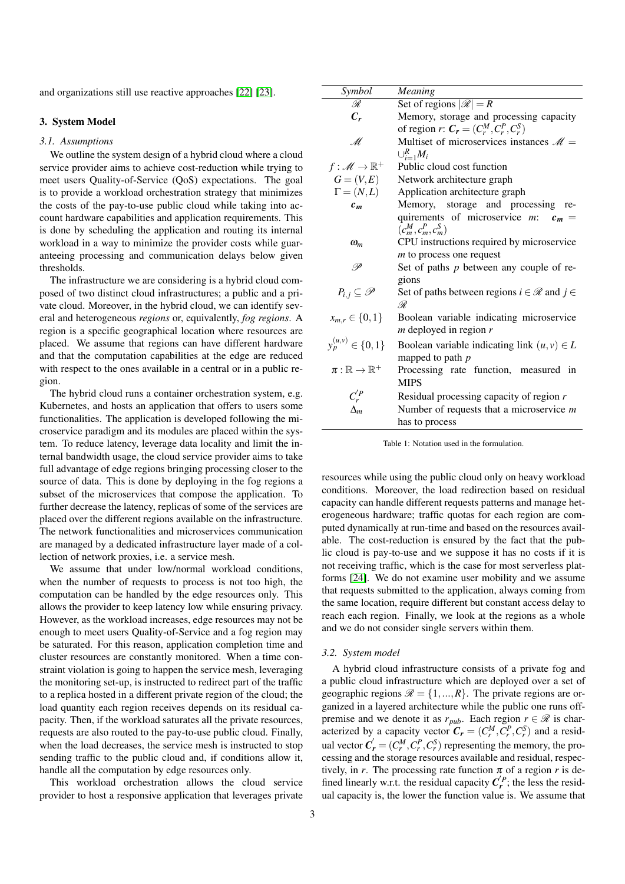and organizations still use reactive approaches [22] [23].

## 3. System Model

### 3.1. Assumptions

We outline the system design of a hybrid cloud where a cloud service provider aims to achieve cost-reduction while trying to meet users Quality-of-Service (QoS) expectations. The goal is to provide a workload orchestration strategy that minimizes the costs of the pay-to-use public cloud while taking into account hardware capabilities and application requirements. This is done by scheduling the application and routing its internal workload in a way to minimize the provider costs while guaranteeing processing and communication delays below given thresholds.

The infrastructure we are considering is a hybrid cloud composed of two distinct cloud infrastructures; a public and a private cloud. Moreover, in the hybrid cloud, we can identify several and heterogeneous *regions* or, equivalently, *fog regions*. A region is a specific geographical location where resources are placed. We assume that regions can have different hardware and that the computation capabilities at the edge are reduced with respect to the ones available in a central or in a public region.

The hybrid cloud runs a container orchestration system, e.g. Kubernetes, and hosts an application that offers to users some functionalities. The application is developed following the microservice paradigm and its modules are placed within the system. To reduce latency, leverage data locality and limit the internal bandwidth usage, the cloud service provider aims to take full advantage of edge regions bringing processing closer to the source of data. This is done by deploying in the fog regions a subset of the microservices that compose the application. To further decrease the latency, replicas of some of the services are placed over the different regions available on the infrastructure. The network functionalities and microservices communication are managed by a dedicated infrastructure layer made of a collection of network proxies, i.e. a service mesh.

We assume that under low/normal workload conditions, when the number of requests to process is not too high, the computation can be handled by the edge resources only. This allows the provider to keep latency low while ensuring privacy. However, as the workload increases, edge resources may not be enough to meet users Quality-of-Service and a fog region may be saturated. For this reason, application completion time and cluster resources are constantly monitored. When a time constraint violation is going to happen the service mesh, leveraging the monitoring set-up, is instructed to redirect part of the traffic to a replica hosted in a different private region of the cloud; the load quantity each region receives depends on its residual capacity. Then, if the workload saturates all the private resources, requests are also routed to the pay-to-use public cloud. Finally, when the load decreases, the service mesh is instructed to stop sending traffic to the public cloud and, if conditions allow it, handle all the computation by edge resources only.

This workload orchestration allows the cloud service provider to host a responsive application that leverages private resources while using the public cloud only on heavy workload conditions. Moreover, the load redirection based on residual capacity can handle different requests patterns and manage heterogeneous hardware; traffic quotas for each region are computed dynamically at run-time and based on the resources available. The cost-reduction is ensured by the fact that the public cloud is pay-to-use and we suppose it has no costs if it is not receiving traffic, which is the case for most serverless platforms [24]. We do not examine user mobility and we assume that requests submitted to the application, always coming from the same location, require different but constant access delay to reach each region. Finally, we look at the regions as a whole and we do not consider single servers within them.

| *Symbol* | *Meaning* |
|---|---|
| $\mathscr{R}$ | Set of regions $\lvert\mathscr{R}\rvert = R$ |
| $\boldsymbol{C_r}$ | Memory, storage and processing capacity of region $r$: $\boldsymbol{C_r} = (C_r^M, C_r^P, C_r^S)$ |
| $\mathscr{M}$ | Multiset of microservices instances $\mathscr{M} = \cup_{i=1}^{R} M_i$ |
| $f : \mathscr{M} \rightarrow \mathbb{R}^+$ | Public cloud cost function |
| $G = (V, E)$ | Network architecture graph |
| $\Gamma = (N, L)$ | Application architecture graph |
| $\boldsymbol{c_m}$ | Memory, storage and processing requirements of microservice $m$: $\boldsymbol{c_m} = (c_m^M, c_m^P, c_m^S)$ |
| $\omega_m$ | CPU instructions required by microservice $m$ to process one request |
| $\mathscr{P}$ | Set of paths $p$ between any couple of regions |
| $P_{i,j} \subseteq \mathscr{P}$ | Set of paths between regions $i \in \mathscr{R}$ and $j \in \mathscr{R}$ |
| $x_{m,r} \in \{0,1\}$ | Boolean variable indicating microservice $m$ deployed in region $r$ |
| $y_p^{(u,v)} \in \{0,1\}$ | Boolean variable indicating link $(u,v) \in L$ mapped to path $p$ |
| $\pi : \mathbb{R} \rightarrow \mathbb{R}^+$ | Processing rate function, measured in MIPS |
| $C_r^{'P}$ | Residual processing capacity of region $r$ |
| $\Delta_m$ | Number of requests that a microservice $m$ has to process |

Table 1: Notation used in the formulation.

### 3.2. System model

A hybrid cloud infrastructure consists of a private fog and a public cloud infrastructure which are deployed over a set of geographic regions $\mathscr{R} = \{1, ..., R\}$. The private regions are organized in a layered architecture while the public one runs off-premise and we denote it as $r_{pub}$. Each region $r \in \mathscr{R}$ is characterized by a capacity vector $\boldsymbol{C_r} = (C_r^M, C_r^P, C_r^S)$ and a residual vector $\boldsymbol{C_r'} = (C_r^M, C_r^P, C_r^S)$ representing the memory, the processing and the storage resources available and residual, respectively, in $r$. The processing rate function $\pi$ of a region $r$ is defined linearly w.r.t. the residual capacity $\boldsymbol{C_r'^P}$; the less the residual capacity is, the lower the function value is. We assume that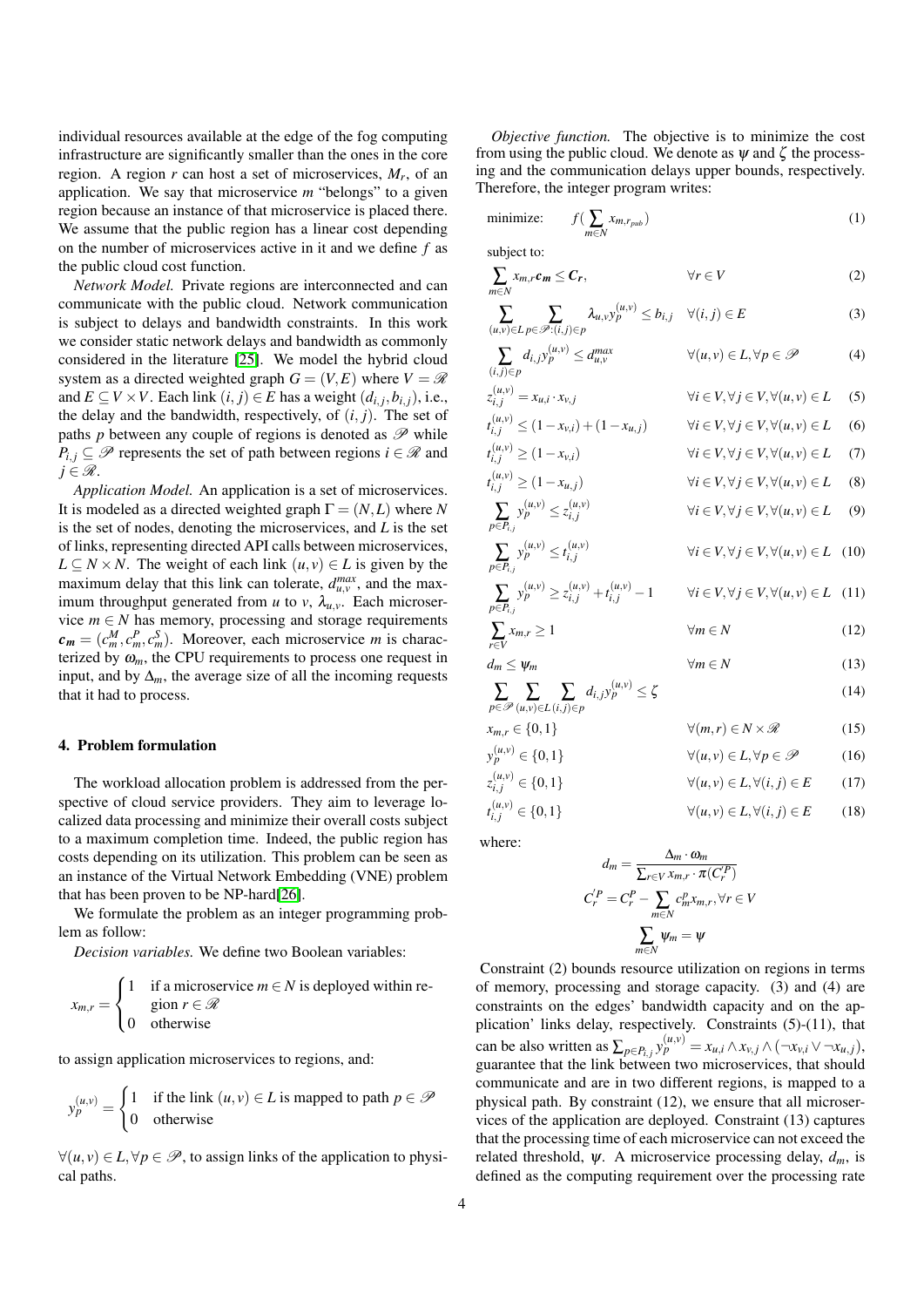individual resources available at the edge of the fog computing infrastructure are significantly smaller than the ones in the core region. A region $r$ can host a set of microservices, $M_r$, of an application. We say that microservice $m$ "belongs" to a given region because an instance of that microservice is placed there. We assume that the public region has a linear cost depending on the number of microservices active in it and we define $f$ as the public cloud cost function.

*Network Model.* Private regions are interconnected and can communicate with the public cloud. Network communication is subject to delays and bandwidth constraints. In this work we consider static network delays and bandwidth as commonly considered in the literature [25]. We model the hybrid cloud system as a directed weighted graph $G = (V,E)$ where $V = \mathscr{R}$ and $E \subseteq V \times V$. Each link $(i,j) \in E$ has a weight $(d_{i,j}, b_{i,j})$, i.e., the delay and the bandwidth, respectively, of $(i,j)$. The set of paths $p$ between any couple of regions is denoted as $\mathscr{P}$ while $P_{i,j} \subseteq \mathscr{P}$ represents the set of path between regions $i \in \mathscr{R}$ and $j \in \mathscr{R}$.

*Application Model.* An application is a set of microservices. It is modeled as a directed weighted graph $\Gamma = (N,L)$ where $N$ is the set of nodes, denoting the microservices, and $L$ is the set of links, representing directed API calls between microservices, $L \subseteq N \times N$. The weight of each link $(u,v) \in L$ is given by the maximum delay that this link can tolerate, $d^{max}_{u,v}$, and the maximum throughput generated from $u$ to $v$, $\lambda_{u,v}$. Each microservice $m \in N$ has memory, processing and storage requirements $\boldsymbol{c_m} = (c^M_m, c^P_m, c^S_m)$. Moreover, each microservice $m$ is characterized by $\omega_m$, the CPU requirements to process one request in input, and by $\Delta_m$, the average size of all the incoming requests that it had to process.

## 4. Problem formulation

The workload allocation problem is addressed from the perspective of cloud service providers. They aim to leverage localized data processing and minimize their overall costs subject to a maximum completion time. Indeed, the public region has costs depending on its utilization. This problem can be seen as an instance of the Virtual Network Embedding (VNE) problem that has been proven to be NP-hard[26].

We formulate the problem as an integer programming problem as follow:

*Decision variables.* We define two Boolean variables:

$$x_{m,r} = \begin{cases} 1 & \text{if a microservice } m \in N \text{ is deployed within region } r \in \mathscr{R} \\ 0 & \text{otherwise} \end{cases}$$

to assign application microservices to regions, and:

$$y^{(u,v)}_p = \begin{cases} 1 & \text{if the link } (u,v) \in L \text{ is mapped to path } p \in \mathscr{P} \\ 0 & \text{otherwise} \end{cases}$$

$\forall (u,v) \in L, \forall p \in \mathscr{P}$, to assign links of the application to physical paths.

*Objective function.* The objective is to minimize the cost from using the public cloud. We denote as $\psi$ and $\zeta$ the processing and the communication delays upper bounds, respectively. Therefore, the integer program writes:

$$\text{minimize:} \quad f\Big(\sum_{m \in N} x_{m,r_{pub}}\Big) \tag{1}$$

subject to:

$$\sum_{m \in N} x_{m,r}\boldsymbol{c_m} \leq \boldsymbol{C_r}, \qquad \forall r \in V \tag{2}$$

$$\sum_{(u,v) \in L} \sum_{p \in \mathscr{P}:(i,j) \in p} \lambda_{u,v} y^{(u,v)}_p \leq b_{i,j} \quad \forall (i,j) \in E \tag{3}$$

$$\sum_{(i,j) \in p} d_{i,j} y^{(u,v)}_p \leq d^{max}_{u,v} \qquad \forall (u,v) \in L, \forall p \in \mathscr{P} \tag{4}$$

$$z^{(u,v)}_{i,j} = x_{u,i} \cdot x_{v,j} \qquad \forall i \in V, \forall j \in V, \forall (u,v) \in L \tag{5}$$

$$t^{(u,v)}_{i,j} \leq (1 - x_{v,i}) + (1 - x_{u,j}) \qquad \forall i \in V, \forall j \in V, \forall (u,v) \in L \tag{6}$$

$$t^{(u,v)}_{i,j} \geq (1 - x_{v,i}) \qquad \forall i \in V, \forall j \in V, \forall (u,v) \in L \tag{7}$$

$$t^{(u,v)}_{i,j} \geq (1 - x_{u,j}) \qquad \forall i \in V, \forall j \in V, \forall (u,v) \in L \tag{8}$$

$$\sum_{p \in P_{i,j}} y^{(u,v)}_p \leq z^{(u,v)}_{i,j} \qquad \forall i \in V, \forall j \in V, \forall (u,v) \in L \tag{9}$$

$$\sum_{p \in P_{i,j}} y^{(u,v)}_p \leq t^{(u,v)}_{i,j} \qquad \forall i \in V, \forall j \in V, \forall (u,v) \in L \tag{10}$$

$$\sum_{p \in P_{i,j}} y^{(u,v)}_p \geq z^{(u,v)}_{i,j} + t^{(u,v)}_{i,j} - 1 \qquad \forall i \in V, \forall j \in V, \forall (u,v) \in L \tag{11}$$

$$\sum_{r \in V} x_{m,r} \geq 1 \qquad \forall m \in N \tag{12}$$

$$d_m \leq \psi_m \qquad \forall m \in N \tag{13}$$

$$\sum_{p \in \mathscr{P}} \sum_{(u,v) \in L} \sum_{(i,j) \in p} d_{i,j} y^{(u,v)}_p \leq \zeta \tag{14}$$

$$x_{m,r} \in \{0,1\} \qquad \forall (m,r) \in N \times \mathscr{R} \tag{15}$$

$$y^{(u,v)}_p \in \{0,1\} \qquad \forall (u,v) \in L, \forall p \in \mathscr{P} \tag{16}$$

$$z^{(u,v)}_{i,j} \in \{0,1\} \qquad \forall (u,v) \in L, \forall (i,j) \in E \tag{17}$$

$$t^{(u,v)}_{i,j} \in \{0,1\} \qquad \forall (u,v) \in L, \forall (i,j) \in E \tag{18}$$

where:

$$d_m = \frac{\Delta_m \cdot \omega_m}{\sum_{r \in V} x_{m,r} \cdot \pi(C'^P_r)}$$

$$C'^P_r = C^P_r - \sum_{m \in N} c^p_m x_{m,r}, \forall r \in V$$

$$\sum_{m \in N} \psi_m = \psi$$

Constraint (2) bounds resource utilization on regions in terms of memory, processing and storage capacity. (3) and (4) are constraints on the edges' bandwidth capacity and on the application' links delay, respectively. Constraints (5)-(11), that can be also written as $\sum_{p \in P_{i,j}} y^{(u,v)}_p = x_{u,i} \wedge x_{v,j} \wedge (\neg x_{v,i} \vee \neg x_{u,j})$, guarantee that the link between two microservices, that should communicate and are in two different regions, is mapped to a physical path. By constraint (12), we ensure that all microservices of the application are deployed. Constraint (13) captures that the processing time of each microservice can not exceed the related threshold, $\psi$. A microservice processing delay, $d_m$, is defined as the computing requirement over the processing rate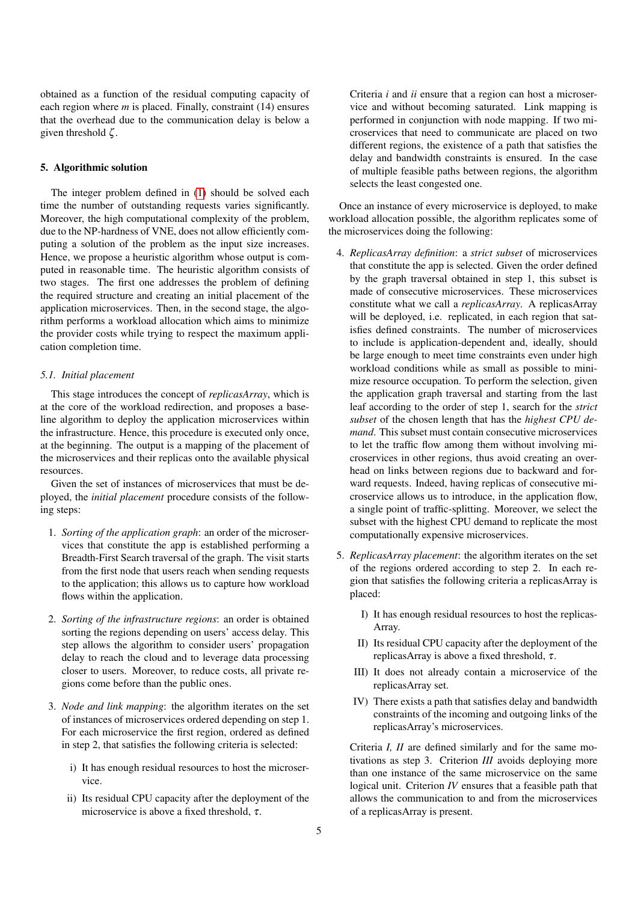obtained as a function of the residual computing capacity of each region where $m$ is placed. Finally, constraint (14) ensures that the overhead due to the communication delay is below a given threshold $\zeta$.

## 5. Algorithmic solution

The integer problem defined in (1) should be solved each time the number of outstanding requests varies significantly. Moreover, the high computational complexity of the problem, due to the NP-hardness of VNE, does not allow efficiently computing a solution of the problem as the input size increases. Hence, we propose a heuristic algorithm whose output is computed in reasonable time. The heuristic algorithm consists of two stages. The first one addresses the problem of defining the required structure and creating an initial placement of the application microservices. Then, in the second stage, the algorithm performs a workload allocation which aims to minimize the provider costs while trying to respect the maximum application completion time.

### 5.1. Initial placement

This stage introduces the concept of *replicasArray*, which is at the core of the workload redirection, and proposes a baseline algorithm to deploy the application microservices within the infrastructure. Hence, this procedure is executed only once, at the beginning. The output is a mapping of the placement of the microservices and their replicas onto the available physical resources.

Given the set of instances of microservices that must be deployed, the *initial placement* procedure consists of the following steps:

1. *Sorting of the application graph*: an order of the microservices that constitute the app is established performing a Breadth-First Search traversal of the graph. The visit starts from the first node that users reach when sending requests to the application; this allows us to capture how workload flows within the application.
2. *Sorting of the infrastructure regions*: an order is obtained sorting the regions depending on users' access delay. This step allows the algorithm to consider users' propagation delay to reach the cloud and to leverage data processing closer to users. Moreover, to reduce costs, all private regions come before than the public ones.
3. *Node and link mapping*: the algorithm iterates on the set of instances of microservices ordered depending on step 1. For each microservice the first region, ordered as defined in step 2, that satisfies the following criteria is selected:
   i) It has enough residual resources to host the microservice.
   ii) Its residual CPU capacity after the deployment of the microservice is above a fixed threshold, $\tau$.

   Criteria *i* and *ii* ensure that a region can host a microservice and without becoming saturated. Link mapping is performed in conjunction with node mapping. If two microservices that need to communicate are placed on two different regions, the existence of a path that satisfies the delay and bandwidth constraints is ensured. In the case of multiple feasible paths between regions, the algorithm selects the least congested one.

Once an instance of every microservice is deployed, to make workload allocation possible, the algorithm replicates some of the microservices doing the following:

4. *ReplicasArray definition*: a *strict subset* of microservices that constitute the app is selected. Given the order defined by the graph traversal obtained in step 1, this subset is made of consecutive microservices. These microservices constitute what we call a *replicasArray*. A replicasArray will be deployed, i.e. replicated, in each region that satisfies defined constraints. The number of microservices to include is application-dependent and, ideally, should be large enough to meet time constraints even under high workload conditions while as small as possible to minimize resource occupation. To perform the selection, given the application graph traversal and starting from the last leaf according to the order of step 1, search for the *strict subset* of the chosen length that has the *highest CPU demand*. This subset must contain consecutive microservices to let the traffic flow among them without involving microservices in other regions, thus avoid creating an overhead on links between regions due to backward and forward requests. Indeed, having replicas of consecutive microservice allows us to introduce, in the application flow, a single point of traffic-splitting. Moreover, we select the subset with the highest CPU demand to replicate the most computationally expensive microservices.
5. *ReplicasArray placement*: the algorithm iterates on the set of the regions ordered according to step 2. In each region that satisfies the following criteria a replicasArray is placed:
   I) It has enough residual resources to host the replicasArray.
   II) Its residual CPU capacity after the deployment of the replicasArray is above a fixed threshold, $\tau$.
   III) It does not already contain a microservice of the replicasArray set.
   IV) There exists a path that satisfies delay and bandwidth constraints of the incoming and outgoing links of the replicasArray's microservices.

   Criteria *I, II* are defined similarly and for the same motivations as step 3. Criterion *III* avoids deploying more than one instance of the same microservice on the same logical unit. Criterion *IV* ensures that a feasible path that allows the communication to and from the microservices of a replicasArray is present.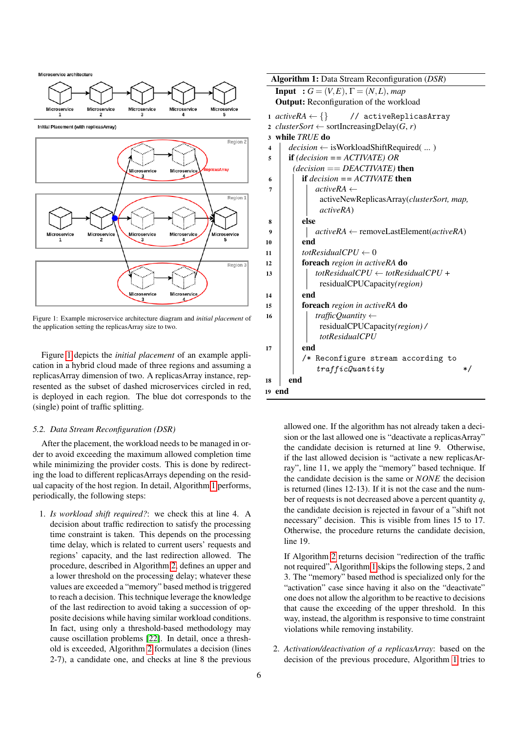Figure 1: Example microservice architecture diagram and *initial placement* of the application setting the replicasArray size to two.

Figure 1 depicts the *initial placement* of an example application in a hybrid cloud made of three regions and assuming a replicasArray dimension of two. A replicasArray instance, represented as the subset of dashed microservices circled in red, is deployed in each region. The blue dot corresponds to the (single) point of traffic splitting.

### 5.2. Data Stream Reconfiguration (DSR)

After the placement, the workload needs to be managed in order to avoid exceeding the maximum allowed completion time while minimizing the provider costs. This is done by redirecting the load to different replicasArrays depending on the residual capacity of the host region. In detail, Algorithm 1 performs, periodically, the following steps:

**Algorithm 1:** Data Stream Reconfiguration (*DSR*)

**Input** : $G = (V, E), \Gamma = (N, L)$, *map*
**Output:** Reconfiguration of the workload

```
1  activeRA ← {}        // activeReplicasArray
2  clusterSort ← sortIncreasingDelay(G, r)
3  while TRUE do
4      decision ← isWorkloadShiftRequired( ... )
5      if (decision == ACTIVATE) OR
           (decision == DEACTIVATE) then
6          if decision == ACTIVATE then
7              activeRA ←
                 activeNewReplicasArray(clusterSort, map,
                 activeRA)
8          else
9              activeRA ← removeLastElement(activeRA)
10         end
11         totResidualCPU ← 0
12         foreach region in activeRA do
13             totResidualCPU ← totResidualCPU +
                 residualCPUCapacity(region)
14         end
15         foreach region in activeRA do
16             trafficQuantity ←
                 residualCPUCapacity(region) /
                 totResidualCPU
17         end
           /* Reconfigure stream according to
              trafficQuantity                        */
18     end
19 end
```

1. *Is workload shift required?*: we check this at line 4. A decision about traffic redirection to satisfy the processing time constraint is taken. This depends on the processing time delay, which is related to current users' requests and regions' capacity, and the last redirection allowed. The procedure, described in Algorithm 2, defines an upper and a lower threshold on the processing delay; whatever these values are exceeded a "memory" based method is triggered to reach a decision. This technique leverage the knowledge of the last redirection to avoid taking a succession of opposite decisions while having similar workload conditions. In fact, using only a threshold-based methodology may cause oscillation problems [22]. In detail, once a threshold is exceeded, Algorithm 2 formulates a decision (lines 2-7), a candidate one, and checks at line 8 the previous allowed one. If the algorithm has not already taken a decision or the last allowed one is "deactivate a replicasArray" the candidate decision is returned at line 9. Otherwise, if the last allowed decision is "activate a new replicasArray", line 11, we apply the "memory" based technique. If the candidate decision is the same or *NONE* the decision is returned (lines 12-13). If it is not the case and the number of requests is not decreased above a percent quantity $q$, the candidate decision is rejected in favour of a "shift not necessary" decision. This is visible from lines 15 to 17. Otherwise, the procedure returns the candidate decision, line 19.

   If Algorithm 2 returns decision "redirection of the traffic not required", Algorithm 1 skips the following steps, 2 and 3. The "memory" based method is specialized only for the "activation" case since having it also on the "deactivate" one does not allow the algorithm to be reactive to decisions that cause the exceeding of the upper threshold. In this way, instead, the algorithm is responsive to time constraint violations while removing instability.

2. *Activation/deactivation of a replicasArray*: based on the decision of the previous procedure, Algorithm 1 tries to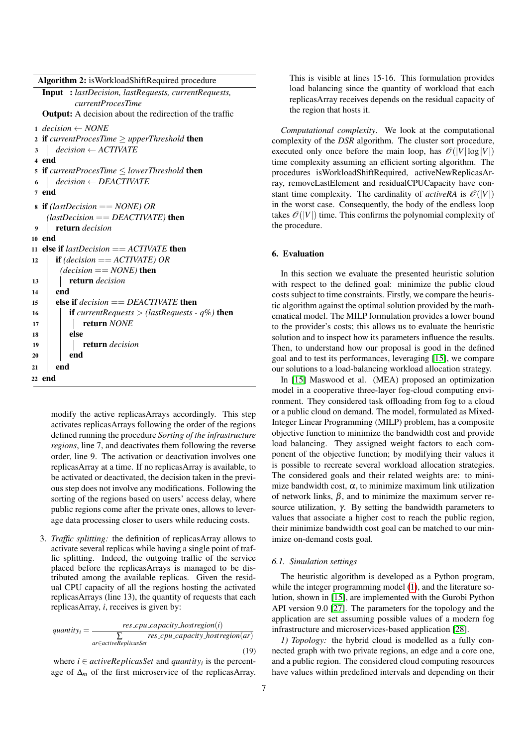**Algorithm 2:** isWorkloadShiftRequired procedure

```
Input  : lastDecision, lastRequests, currentRequests,
         currentProcesTime
Output: A decision about the redirection of the traffic

 1 decision ← NONE
 2 if currentProcesTime ≥ upperThreshold then
 3 |   decision ← ACTIVATE
 4 end
 5 if currentProcesTime ≤ lowerThreshold then
 6 |   decision ← DEACTIVATE
 7 end
 8 if (lastDecision == NONE) OR
     (lastDecision == DEACTIVATE) then
 9 |   return decision
10 end
11 else if lastDecision == ACTIVATE then
12 |   if (decision == ACTIVATE) OR
   |     (decision == NONE) then
13 |   |   return decision
14 |   end
15 |   else if decision == DEACTIVATE then
16 |   |   if currentRequests > (lastRequests - q%) then
17 |   |   |   return NONE
18 |   |   else
19 |   |   |   return decision
20 |   |   end
21 |   end
22 end
```

modify the active replicasArrays accordingly. This step activates replicasArrays following the order of the regions defined running the procedure *Sorting of the infrastructure regions*, line 7, and deactivates them following the reverse order, line 9. The activation or deactivation involves one replicasArray at a time. If no replicasArray is available, to be activated or deactivated, the decision taken in the previous step does not involve any modifications. Following the sorting of the regions based on users' access delay, where public regions come after the private ones, allows to leverage data processing closer to users while reducing costs.

3. *Traffic splitting:* the definition of replicasArray allows to activate several replicas while having a single point of traffic splitting. Indeed, the outgoing traffic of the service placed before the replicasArrays is managed to be distributed among the available replicas. Given the residual CPU capacity of all the regions hosting the activated replicasArrays (line 13), the quantity of requests that each replicasArray, $i$, receives is given by:

$$quantity_i = \frac{res\_cpu\_capacity\_hostregion(i)}{\sum\limits_{ar \in activeReplicasSet} res\_cpu\_capacity\_hostregion(ar)} \tag{19}$$

where $i \in activeReplicasSet$ and $quantity_i$ is the percentage of $\Delta_m$ of the first microservice of the replicasArray. This is visible at lines 15-16. This formulation provides load balancing since the quantity of workload that each replicasArray receives depends on the residual capacity of the region that hosts it.

*Computational complexity*. We look at the computational complexity of the *DSR* algorithm. The cluster sort procedure, executed only once before the main loop, has $\mathcal{O}(|V|\log|V|)$ time complexity assuming an efficient sorting algorithm. The procedures isWorkloadShiftRequired, activeNewReplicasArray, removeLastElement and residualCPUCapacity have constant time complexity. The cardinality of *activeRA* is $\mathcal{O}(|V|)$ in the worst case. Consequently, the body of the endless loop takes $\mathcal{O}(|V|)$ time. This confirms the polynomial complexity of the procedure.

## 6. Evaluation

In this section we evaluate the presented heuristic solution with respect to the defined goal: minimize the public cloud costs subject to time constraints. Firstly, we compare the heuristic algorithm against the optimal solution provided by the mathematical model. The MILP formulation provides a lower bound to the provider's costs; this allows us to evaluate the heuristic solution and to inspect how its parameters influence the results. Then, to understand how our proposal is good in the defined goal and to test its performances, leveraging [15], we compare our solutions to a load-balancing workload allocation strategy.

In [15] Maswood et al. (MEA) proposed an optimization model in a cooperative three-layer fog-cloud computing environment. They considered task offloading from fog to a cloud or a public cloud on demand. The model, formulated as Mixed-Integer Linear Programming (MILP) problem, has a composite objective function to minimize the bandwidth cost and provide load balancing. They assigned weight factors to each component of the objective function; by modifying their values it is possible to recreate several workload allocation strategies. The considered goals and their related weights are: to minimize bandwidth cost, $\alpha$, to minimize maximum link utilization of network links, $\beta$, and to minimize the maximum server resource utilization, $\gamma$. By setting the bandwidth parameters to values that associate a higher cost to reach the public region, their minimize bandwidth cost goal can be matched to our minimize on-demand costs goal.

### 6.1. Simulation settings

The heuristic algorithm is developed as a Python program, while the integer programming model (1), and the literature solution, shown in [15], are implemented with the Gurobi Python API version 9.0 [27]. The parameters for the topology and the application are set assuming possible values of a modern fog infrastructure and microservices-based application [28].

*1) Topology:* the hybrid cloud is modelled as a fully connected graph with two private regions, an edge and a core one, and a public region. The considered cloud computing resources have values within predefined intervals and depending on their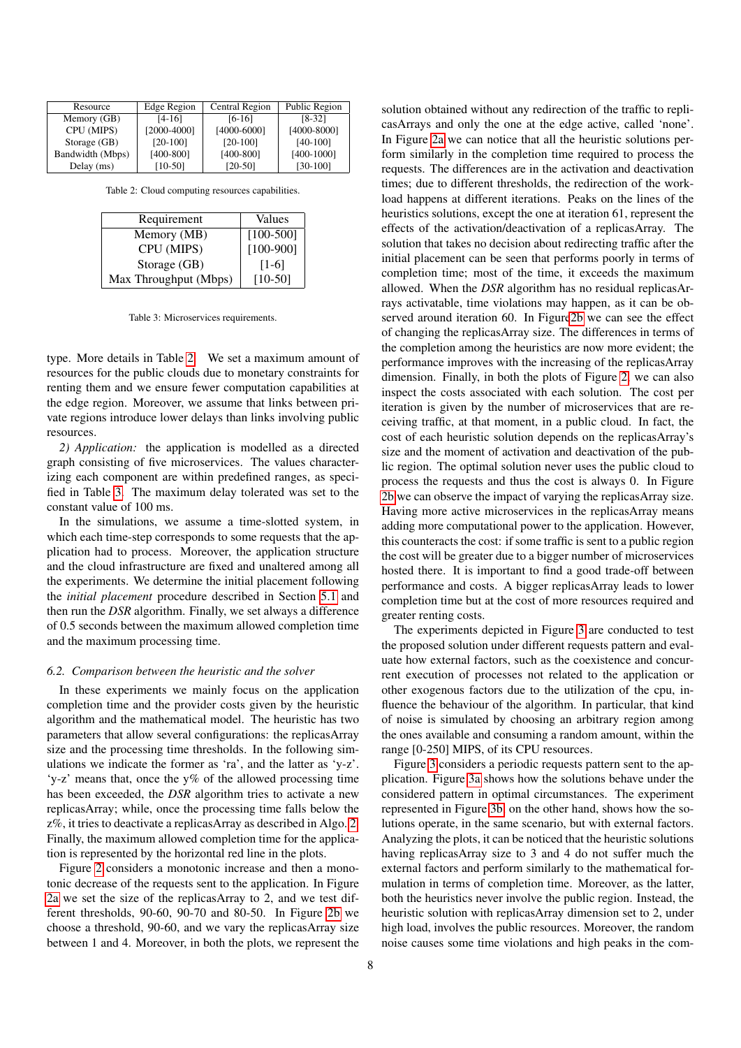| Resource | Edge Region | Central Region | Public Region |
| --- | --- | --- | --- |
| Memory (GB) | [4-16] | [6-16] | [8-32] |
| CPU (MIPS) | [2000-4000] | [4000-6000] | [4000-8000] |
| Storage (GB) | [20-100] | [20-100] | [40-100] |
| Bandwidth (Mbps) | [400-800] | [400-800] | [400-1000] |
| Delay (ms) | [10-50] | [20-50] | [30-100] |

Table 2: Cloud computing resources capabilities.

| Requirement | Values |
| --- | --- |
| Memory (MB) | [100-500] |
| CPU (MIPS) | [100-900] |
| Storage (GB) | [1-6] |
| Max Throughput (Mbps) | [10-50] |

Table 3: Microservices requirements.

type. More details in Table 2. We set a maximum amount of resources for the public clouds due to monetary constraints for renting them and we ensure fewer computation capabilities at the edge region. Moreover, we assume that links between private regions introduce lower delays than links involving public resources.

*2) Application:* the application is modelled as a directed graph consisting of five microservices. The values characterizing each component are within predefined ranges, as specified in Table 3. The maximum delay tolerated was set to the constant value of 100 ms.

In the simulations, we assume a time-slotted system, in which each time-step corresponds to some requests that the application had to process. Moreover, the application structure and the cloud infrastructure are fixed and unaltered among all the experiments. We determine the initial placement following the *initial placement* procedure described in Section 5.1 and then run the *DSR* algorithm. Finally, we set always a difference of 0.5 seconds between the maximum allowed completion time and the maximum processing time.

### 6.2. Comparison between the heuristic and the solver

In these experiments we mainly focus on the application completion time and the provider costs given by the heuristic algorithm and the mathematical model. The heuristic has two parameters that allow several configurations: the replicasArray size and the processing time thresholds. In the following simulations we indicate the former as 'ra', and the latter as 'y-z'. 'y-z' means that, once the y% of the allowed processing time has been exceeded, the *DSR* algorithm tries to activate a new replicasArray; while, once the processing time falls below the z%, it tries to deactivate a replicasArray as described in Algo. 2. Finally, the maximum allowed completion time for the application is represented by the horizontal red line in the plots.

Figure 2 considers a monotonic increase and then a monotonic decrease of the requests sent to the application. In Figure 2a we set the size of the replicasArray to 2, and we test different thresholds, 90-60, 90-70 and 80-50. In Figure 2b we choose a threshold, 90-60, and we vary the replicasArray size between 1 and 4. Moreover, in both the plots, we represent the solution obtained without any redirection of the traffic to replicasArrays and only the one at the edge active, called 'none'. In Figure 2a we can notice that all the heuristic solutions perform similarly in the completion time required to process the requests. The differences are in the activation and deactivation times; due to different thresholds, the redirection of the workload happens at different iterations. Peaks on the lines of the heuristics solutions, except the one at iteration 61, represent the effects of the activation/deactivation of a replicasArray. The solution that takes no decision about redirecting traffic after the initial placement can be seen that performs poorly in terms of completion time; most of the time, it exceeds the maximum allowed. When the *DSR* algorithm has no residual replicasArrays activatable, time violations may happen, as it can be observed around iteration 60. In Figure 2b we can see the effect of changing the replicasArray size. The differences in terms of the completion among the heuristics are now more evident; the performance improves with the increasing of the replicasArray dimension. Finally, in both the plots of Figure 2, we can also inspect the costs associated with each solution. The cost per iteration is given by the number of microservices that are receiving traffic, at that moment, in a public cloud. In fact, the cost of each heuristic solution depends on the replicasArray's size and the moment of activation and deactivation of the public region. The optimal solution never uses the public cloud to process the requests and thus the cost is always 0. In Figure 2b we can observe the impact of varying the replicasArray size. Having more active microservices in the replicasArray means adding more computational power to the application. However, this counteracts the cost: if some traffic is sent to a public region the cost will be greater due to a bigger number of microservices hosted there. It is important to find a good trade-off between performance and costs. A bigger replicasArray leads to lower completion time but at the cost of more resources required and greater renting costs.

The experiments depicted in Figure 3 are conducted to test the proposed solution under different requests pattern and evaluate how external factors, such as the coexistence and concurrent execution of processes not related to the application or other exogenous factors due to the utilization of the cpu, influence the behaviour of the algorithm. In particular, that kind of noise is simulated by choosing an arbitrary region among the ones available and consuming a random amount, within the range [0-250] MIPS, of its CPU resources.

Figure 3 considers a periodic requests pattern sent to the application. Figure 3a shows how the solutions behave under the considered pattern in optimal circumstances. The experiment represented in Figure 3b, on the other hand, shows how the solutions operate, in the same scenario, but with external factors. Analyzing the plots, it can be noticed that the heuristic solutions having replicasArray size to 3 and 4 do not suffer much the external factors and perform similarly to the mathematical formulation in terms of completion time. Moreover, as the latter, both the heuristics never involve the public region. Instead, the heuristic solution with replicasArray dimension set to 2, under high load, involves the public resources. Moreover, the random noise causes some time violations and high peaks in the com-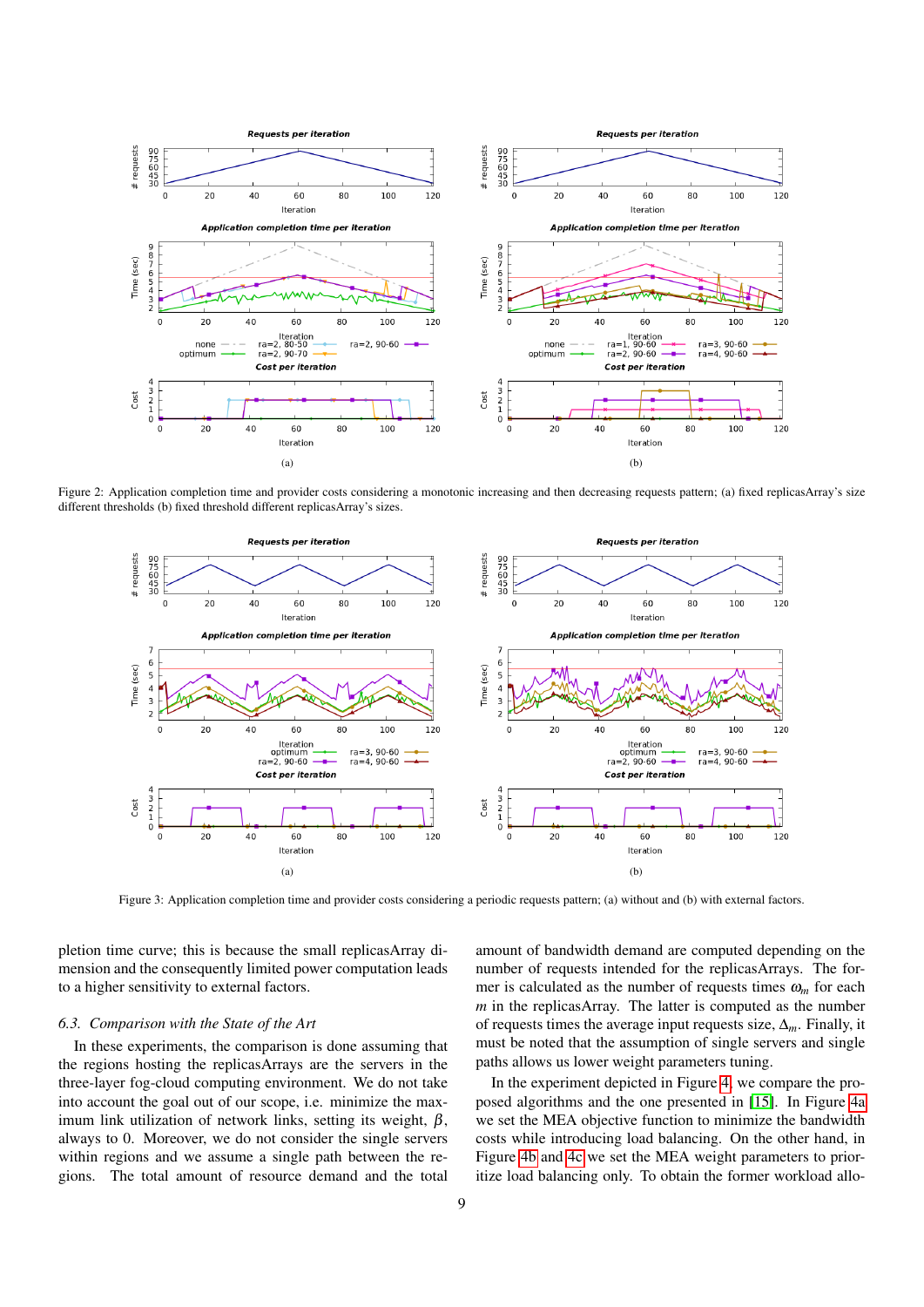Figure 2: Application completion time and provider costs considering a monotonic increasing and then decreasing requests pattern; (a) fixed replicasArray's size different thresholds (b) fixed threshold different replicasArray's sizes.

Figure 3: Application completion time and provider costs considering a periodic requests pattern; (a) without and (b) with external factors.

pletion time curve; this is because the small replicasArray dimension and the consequently limited power computation leads to a higher sensitivity to external factors.

### 6.3. Comparison with the State of the Art

In these experiments, the comparison is done assuming that the regions hosting the replicasArrays are the servers in the three-layer fog-cloud computing environment. We do not take into account the goal out of our scope, i.e. minimize the maximum link utilization of network links, setting its weight, $\beta$, always to 0. Moreover, we do not consider the single servers within regions and we assume a single path between the regions. The total amount of resource demand and the total amount of bandwidth demand are computed depending on the number of requests intended for the replicasArrays. The former is calculated as the number of requests times $\omega_m$ for each $m$ in the replicasArray. The latter is computed as the number of requests times the average input requests size, $\Delta_m$. Finally, it must be noted that the assumption of single servers and single paths allows us lower weight parameters tuning.

In the experiment depicted in Figure 4, we compare the proposed algorithms and the one presented in [15]. In Figure 4a we set the MEA objective function to minimize the bandwidth costs while introducing load balancing. On the other hand, in Figure 4b and 4c we set the MEA weight parameters to prioritize load balancing only. To obtain the former workload allo-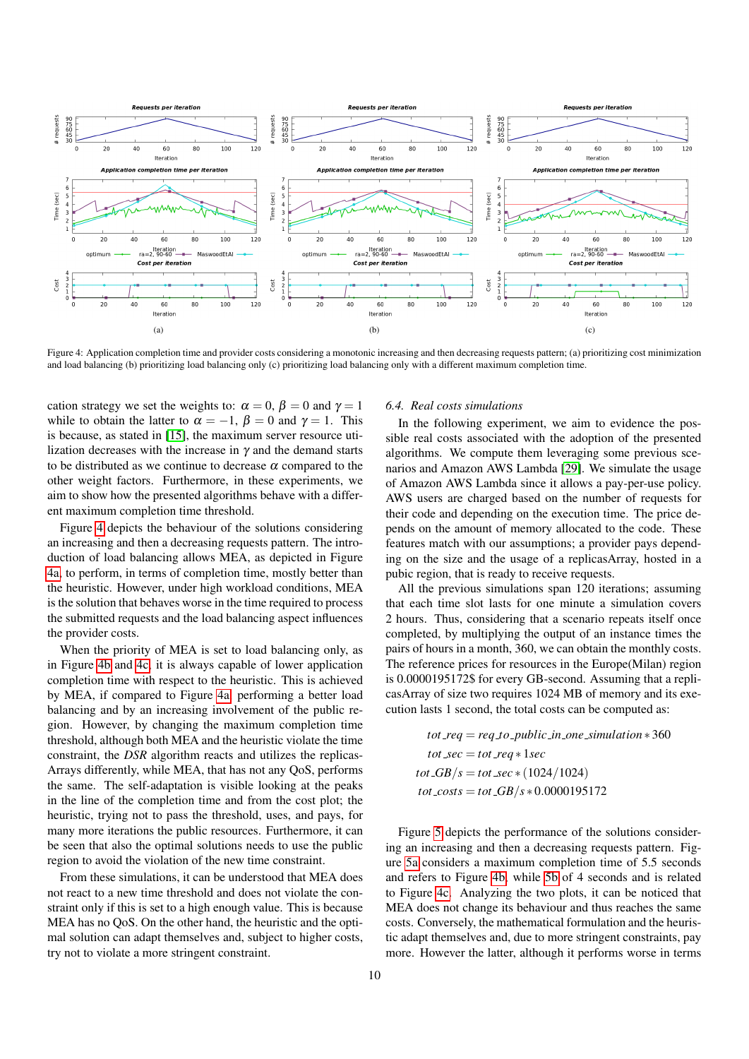Figure 4: Application completion time and provider costs considering a monotonic increasing and then decreasing requests pattern; (a) prioritizing cost minimization and load balancing (b) prioritizing load balancing only (c) prioritizing load balancing only with a different maximum completion time.

cation strategy we set the weights to: $\alpha = 0$, $\beta = 0$ and $\gamma = 1$ while to obtain the latter to $\alpha = -1$, $\beta = 0$ and $\gamma = 1$. This is because, as stated in [15], the maximum server resource utilization decreases with the increase in $\gamma$ and the demand starts to be distributed as we continue to decrease $\alpha$ compared to the other weight factors. Furthermore, in these experiments, we aim to show how the presented algorithms behave with a different maximum completion time threshold.

Figure 4 depicts the behaviour of the solutions considering an increasing and then a decreasing requests pattern. The introduction of load balancing allows MEA, as depicted in Figure 4a, to perform, in terms of completion time, mostly better than the heuristic. However, under high workload conditions, MEA is the solution that behaves worse in the time required to process the submitted requests and the load balancing aspect influences the provider costs.

When the priority of MEA is set to load balancing only, as in Figure 4b and 4c, it is always capable of lower application completion time with respect to the heuristic. This is achieved by MEA, if compared to Figure 4a, performing a better load balancing and by an increasing involvement of the public region. However, by changing the maximum completion time threshold, although both MEA and the heuristic violate the time constraint, the *DSR* algorithm reacts and utilizes the replicasArrays differently, while MEA, that has not any QoS, performs the same. The self-adaptation is visible looking at the peaks in the line of the completion time and from the cost plot; the heuristic, trying not to pass the threshold, uses, and pays, for many more iterations the public resources. Furthermore, it can be seen that also the optimal solutions needs to use the public region to avoid the violation of the new time constraint.

From these simulations, it can be understood that MEA does not react to a new time threshold and does not violate the constraint only if this is set to a high enough value. This is because MEA has no QoS. On the other hand, the heuristic and the optimal solution can adapt themselves and, subject to higher costs, try not to violate a more stringent constraint.

### 6.4. Real costs simulations

In the following experiment, we aim to evidence the possible real costs associated with the adoption of the presented algorithms. We compute them leveraging some previous scenarios and Amazon AWS Lambda [29]. We simulate the usage of Amazon AWS Lambda since it allows a pay-per-use policy. AWS users are charged based on the number of requests for their code and depending on the execution time. The price depends on the amount of memory allocated to the code. These features match with our assumptions; a provider pays depending on the size and the usage of a replicasArray, hosted in a pubic region, that is ready to receive requests.

All the previous simulations span 120 iterations; assuming that each time slot lasts for one minute a simulation covers 2 hours. Thus, considering that a scenario repeats itself once completed, by multiplying the output of an instance times the pairs of hours in a month, 360, we can obtain the monthly costs. The reference prices for resources in the Europe(Milan) region is 0.0000195172\$ for every GB-second. Assuming that a replicasArray of size two requires 1024 MB of memory and its execution lasts 1 second, the total costs can be computed as:

$$
\begin{aligned}
tot\_req &= req\_to\_public\_in\_one\_simulation * 360 \\
tot\_sec &= tot\_req * 1sec \\
tot\_GB/s &= tot\_sec * (1024/1024) \\
tot\_costs &= tot\_GB/s * 0.0000195172
\end{aligned}
$$

Figure 5 depicts the performance of the solutions considering an increasing and then a decreasing requests pattern. Figure 5a considers a maximum completion time of 5.5 seconds and refers to Figure 4b, while 5b of 4 seconds and is related to Figure 4c. Analyzing the two plots, it can be noticed that MEA does not change its behaviour and thus reaches the same costs. Conversely, the mathematical formulation and the heuristic adapt themselves and, due to more stringent constraints, pay more. However the latter, although it performs worse in terms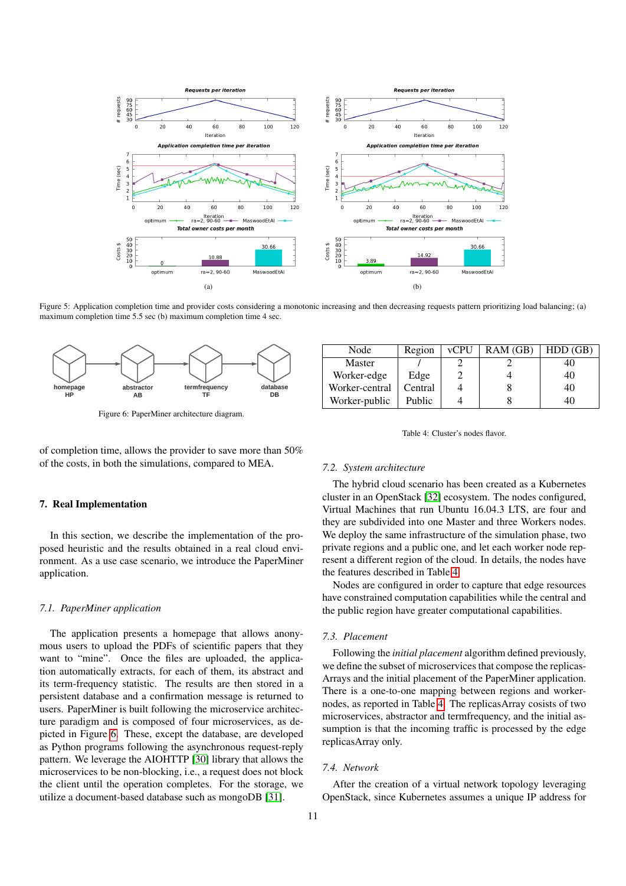Figure 5: Application completion time and provider costs considering a monotonic increasing and then decreasing requests pattern prioritizing load balancing; (a) maximum completion time 5.5 sec (b) maximum completion time 4 sec.

Figure 6: PaperMiner architecture diagram.

| Node | Region | vCPU | RAM (GB) | HDD (GB) |
|---|---|---|---|---|
| Master | / | 2 | 2 | 40 |
| Worker-edge | Edge | 2 | 4 | 40 |
| Worker-central | Central | 4 | 8 | 40 |
| Worker-public | Public | 4 | 8 | 40 |

Table 4: Cluster's nodes flavor.

of completion time, allows the provider to save more than 50% of the costs, in both the simulations, compared to MEA.

## 7. Real Implementation

In this section, we describe the implementation of the proposed heuristic and the results obtained in a real cloud environment. As a use case scenario, we introduce the PaperMiner application.

### 7.1. PaperMiner application

The application presents a homepage that allows anonymous users to upload the PDFs of scientific papers that they want to "mine". Once the files are uploaded, the application automatically extracts, for each of them, its abstract and its term-frequency statistic. The results are then stored in a persistent database and a confirmation message is returned to users. PaperMiner is built following the microservice architecture paradigm and is composed of four microservices, as depicted in Figure 6. These, except the database, are developed as Python programs following the asynchronous request-reply pattern. We leverage the AIOHTTP [30] library that allows the microservices to be non-blocking, i.e., a request does not block the client until the operation completes. For the storage, we utilize a document-based database such as mongoDB [31].

### 7.2. System architecture

The hybrid cloud scenario has been created as a Kubernetes cluster in an OpenStack [32] ecosystem. The nodes configured, Virtual Machines that run Ubuntu 16.04.3 LTS, are four and they are subdivided into one Master and three Workers nodes. We deploy the same infrastructure of the simulation phase, two private regions and a public one, and let each worker node represent a different region of the cloud. In details, the nodes have the features described in Table 4.

Nodes are configured in order to capture that edge resources have constrained computation capabilities while the central and the public region have greater computational capabilities.

### 7.3. Placement

Following the *initial placement* algorithm defined previously, we define the subset of microservices that compose the replicasArrays and the initial placement of the PaperMiner application. There is a one-to-one mapping between regions and worker-nodes, as reported in Table 4. The replicasArray cosists of two microservices, abstractor and termfrequency, and the initial assumption is that the incoming traffic is processed by the edge replicasArray only.

### 7.4. Network

After the creation of a virtual network topology leveraging OpenStack, since Kubernetes assumes a unique IP address for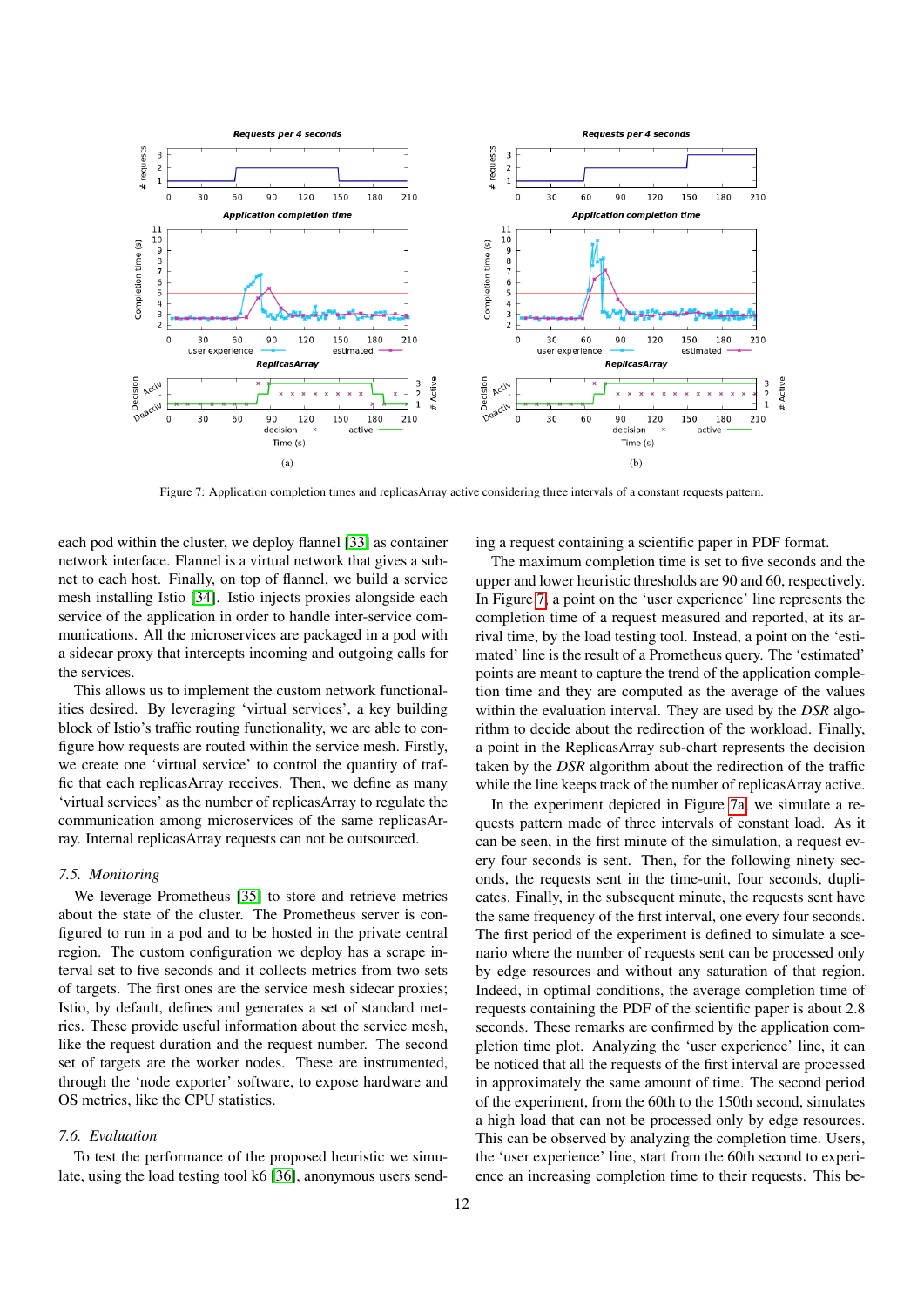Figure 7: Application completion times and replicasArray active considering three intervals of a constant requests pattern.

each pod within the cluster, we deploy flannel [33] as container network interface. Flannel is a virtual network that gives a subnet to each host. Finally, on top of flannel, we build a service mesh installing Istio [34]. Istio injects proxies alongside each service of the application in order to handle inter-service communications. All the microservices are packaged in a pod with a sidecar proxy that intercepts incoming and outgoing calls for the services.

This allows us to implement the custom network functionalities desired. By leveraging 'virtual services', a key building block of Istio's traffic routing functionality, we are able to configure how requests are routed within the service mesh. Firstly, we create one 'virtual service' to control the quantity of traffic that each replicasArray receives. Then, we define as many 'virtual services' as the number of replicasArray to regulate the communication among microservices of the same replicasArray. Internal replicasArray requests can not be outsourced.

### 7.5. Monitoring

We leverage Prometheus [35] to store and retrieve metrics about the state of the cluster. The Prometheus server is configured to run in a pod and to be hosted in the private central region. The custom configuration we deploy has a scrape interval set to five seconds and it collects metrics from two sets of targets. The first ones are the service mesh sidecar proxies; Istio, by default, defines and generates a set of standard metrics. These provide useful information about the service mesh, like the request duration and the request number. The second set of targets are the worker nodes. These are instrumented, through the 'node_exporter' software, to expose hardware and OS metrics, like the CPU statistics.

### 7.6. Evaluation

To test the performance of the proposed heuristic we simulate, using the load testing tool k6 [36], anonymous users sending a request containing a scientific paper in PDF format.

The maximum completion time is set to five seconds and the upper and lower heuristic thresholds are 90 and 60, respectively. In Figure 7, a point on the 'user experience' line represents the completion time of a request measured and reported, at its arrival time, by the load testing tool. Instead, a point on the 'estimated' line is the result of a Prometheus query. The 'estimated' points are meant to capture the trend of the application completion time and they are computed as the average of the values within the evaluation interval. They are used by the *DSR* algorithm to decide about the redirection of the workload. Finally, a point in the ReplicasArray sub-chart represents the decision taken by the *DSR* algorithm about the redirection of the traffic while the line keeps track of the number of replicasArray active.

In the experiment depicted in Figure 7a, we simulate a requests pattern made of three intervals of constant load. As it can be seen, in the first minute of the simulation, a request every four seconds is sent. Then, for the following ninety seconds, the requests sent in the time-unit, four seconds, duplicates. Finally, in the subsequent minute, the requests sent have the same frequency of the first interval, one every four seconds. The first period of the experiment is defined to simulate a scenario where the number of requests sent can be processed only by edge resources and without any saturation of that region. Indeed, in optimal conditions, the average completion time of requests containing the PDF of the scientific paper is about 2.8 seconds. These remarks are confirmed by the application completion time plot. Analyzing the 'user experience' line, it can be noticed that all the requests of the first interval are processed in approximately the same amount of time. The second period of the experiment, from the 60th to the 150th second, simulates a high load that can not be processed only by edge resources. This can be observed by analyzing the completion time. Users, the 'user experience' line, start from the 60th second to experience an increasing completion time to their requests. This be-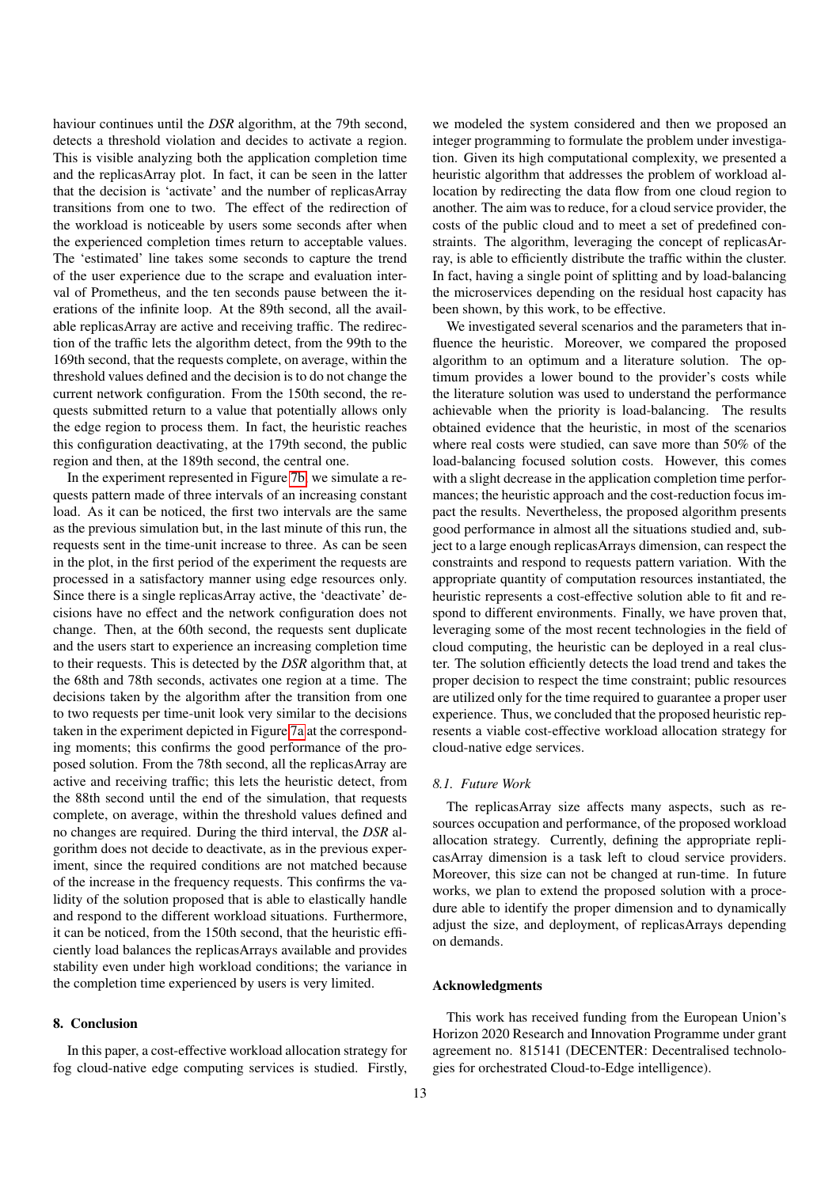haviour continues until the *DSR* algorithm, at the 79th second, detects a threshold violation and decides to activate a region. This is visible analyzing both the application completion time and the replicasArray plot. In fact, it can be seen in the latter that the decision is 'activate' and the number of replicasArray transitions from one to two. The effect of the redirection of the workload is noticeable by users some seconds after when the experienced completion times return to acceptable values. The 'estimated' line takes some seconds to capture the trend of the user experience due to the scrape and evaluation interval of Prometheus, and the ten seconds pause between the iterations of the infinite loop. At the 89th second, all the available replicasArray are active and receiving traffic. The redirection of the traffic lets the algorithm detect, from the 99th to the 169th second, that the requests complete, on average, within the threshold values defined and the decision is to do not change the current network configuration. From the 150th second, the requests submitted return to a value that potentially allows only the edge region to process them. In fact, the heuristic reaches this configuration deactivating, at the 179th second, the public region and then, at the 189th second, the central one.

In the experiment represented in Figure 7b, we simulate a requests pattern made of three intervals of an increasing constant load. As it can be noticed, the first two intervals are the same as the previous simulation but, in the last minute of this run, the requests sent in the time-unit increase to three. As can be seen in the plot, in the first period of the experiment the requests are processed in a satisfactory manner using edge resources only. Since there is a single replicasArray active, the 'deactivate' decisions have no effect and the network configuration does not change. Then, at the 60th second, the requests sent duplicate and the users start to experience an increasing completion time to their requests. This is detected by the *DSR* algorithm that, at the 68th and 78th seconds, activates one region at a time. The decisions taken by the algorithm after the transition from one to two requests per time-unit look very similar to the decisions taken in the experiment depicted in Figure 7a at the corresponding moments; this confirms the good performance of the proposed solution. From the 78th second, all the replicasArray are active and receiving traffic; this lets the heuristic detect, from the 88th second until the end of the simulation, that requests complete, on average, within the threshold values defined and no changes are required. During the third interval, the *DSR* algorithm does not decide to deactivate, as in the previous experiment, since the required conditions are not matched because of the increase in the frequency requests. This confirms the validity of the solution proposed that is able to elastically handle and respond to the different workload situations. Furthermore, it can be noticed, from the 150th second, that the heuristic efficiently load balances the replicasArrays available and provides stability even under high workload conditions; the variance in the completion time experienced by users is very limited.

## 8. Conclusion

In this paper, a cost-effective workload allocation strategy for fog cloud-native edge computing services is studied. Firstly, we modeled the system considered and then we proposed an integer programming to formulate the problem under investigation. Given its high computational complexity, we presented a heuristic algorithm that addresses the problem of workload allocation by redirecting the data flow from one cloud region to another. The aim was to reduce, for a cloud service provider, the costs of the public cloud and to meet a set of predefined constraints. The algorithm, leveraging the concept of replicasArray, is able to efficiently distribute the traffic within the cluster. In fact, having a single point of splitting and by load-balancing the microservices depending on the residual host capacity has been shown, by this work, to be effective.

We investigated several scenarios and the parameters that influence the heuristic. Moreover, we compared the proposed algorithm to an optimum and a literature solution. The optimum provides a lower bound to the provider's costs while the literature solution was used to understand the performance achievable when the priority is load-balancing. The results obtained evidence that the heuristic, in most of the scenarios where real costs were studied, can save more than 50% of the load-balancing focused solution costs. However, this comes with a slight decrease in the application completion time performances; the heuristic approach and the cost-reduction focus impact the results. Nevertheless, the proposed algorithm presents good performance in almost all the situations studied and, subject to a large enough replicasArrays dimension, can respect the constraints and respond to requests pattern variation. With the appropriate quantity of computation resources instantiated, the heuristic represents a cost-effective solution able to fit and respond to different environments. Finally, we have proven that, leveraging some of the most recent technologies in the field of cloud computing, the heuristic can be deployed in a real cluster. The solution efficiently detects the load trend and takes the proper decision to respect the time constraint; public resources are utilized only for the time required to guarantee a proper user experience. Thus, we concluded that the proposed heuristic represents a viable cost-effective workload allocation strategy for cloud-native edge services.

### 8.1. Future Work

The replicasArray size affects many aspects, such as resources occupation and performance, of the proposed workload allocation strategy. Currently, defining the appropriate replicasArray dimension is a task left to cloud service providers. Moreover, this size can not be changed at run-time. In future works, we plan to extend the proposed solution with a procedure able to identify the proper dimension and to dynamically adjust the size, and deployment, of replicasArrays depending on demands.

## Acknowledgments

This work has received funding from the European Union's Horizon 2020 Research and Innovation Programme under grant agreement no. 815141 (DECENTER: Decentralised technologies for orchestrated Cloud-to-Edge intelligence).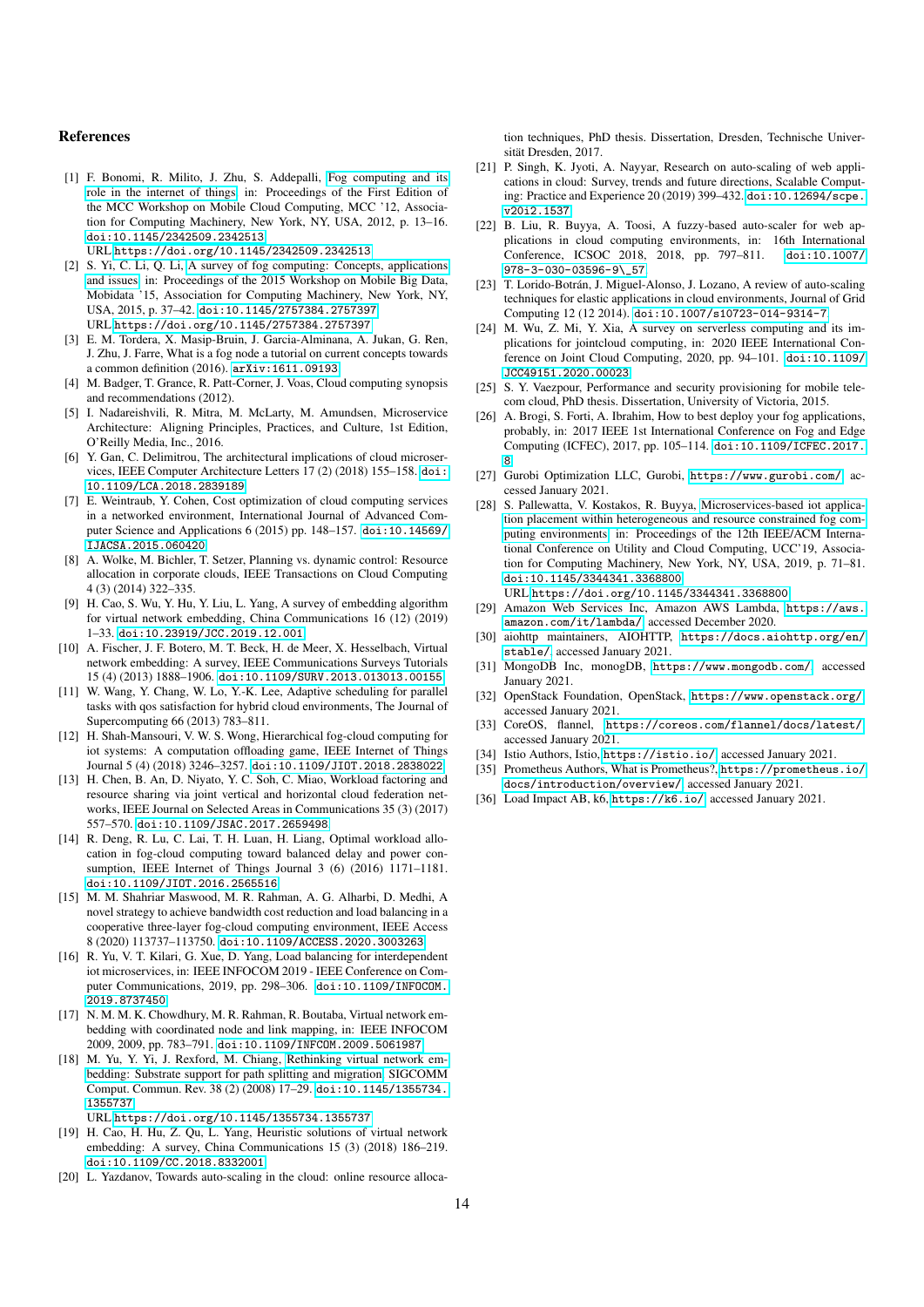## References

[1] F. Bonomi, R. Milito, J. Zhu, S. Addepalli, Fog computing and its role in the internet of things, in: Proceedings of the First Edition of the MCC Workshop on Mobile Cloud Computing, MCC '12, Association for Computing Machinery, New York, NY, USA, 2012, p. 13–16. doi:10.1145/2342509.2342513.
URL https://doi.org/10.1145/2342509.2342513

[2] S. Yi, C. Li, Q. Li, A survey of fog computing: Concepts, applications and issues, in: Proceedings of the 2015 Workshop on Mobile Big Data, Mobidata '15, Association for Computing Machinery, New York, NY, USA, 2015, p. 37–42. doi:10.1145/2757384.2757397.
URL https://doi.org/10.1145/2757384.2757397

[3] E. M. Tordera, X. Masip-Bruin, J. Garcia-Alminana, A. Jukan, G. Ren, J. Zhu, J. Farre, What is a fog node a tutorial on current concepts towards a common definition (2016). arXiv:1611.09193.

[4] M. Badger, T. Grance, R. Patt-Corner, J. Voas, Cloud computing synopsis and recommendations (2012).

[5] I. Nadareishvili, R. Mitra, M. McLarty, M. Amundsen, Microservice Architecture: Aligning Principles, Practices, and Culture, 1st Edition, O'Reilly Media, Inc., 2016.

[6] Y. Gan, C. Delimitrou, The architectural implications of cloud microservices, IEEE Computer Architecture Letters 17 (2) (2018) 155–158. doi:10.1109/LCA.2018.2839189.

[7] E. Weintraub, Y. Cohen, Cost optimization of cloud computing services in a networked environment, International Journal of Advanced Computer Science and Applications 6 (2015) pp. 148–157. doi:10.14569/IJACSA.2015.060420.

[8] A. Wolke, M. Bichler, T. Setzer, Planning vs. dynamic control: Resource allocation in corporate clouds, IEEE Transactions on Cloud Computing 4 (3) (2014) 322–335.

[9] H. Cao, S. Wu, Y. Hu, Y. Liu, L. Yang, A survey of embedding algorithm for virtual network embedding, China Communications 16 (12) (2019) 1–33. doi:10.23919/JCC.2019.12.001.

[10] A. Fischer, J. F. Botero, M. T. Beck, H. de Meer, X. Hesselbach, Virtual network embedding: A survey, IEEE Communications Surveys Tutorials 15 (4) (2013) 1888–1906. doi:10.1109/SURV.2013.013013.00155.

[11] W. Wang, Y. Chang, W. Lo, Y.-K. Lee, Adaptive scheduling for parallel tasks with qos satisfaction for hybrid cloud environments, The Journal of Supercomputing 66 (2013) 783–811.

[12] H. Shah-Mansouri, V. W. S. Wong, Hierarchical fog-cloud computing for iot systems: A computation offloading game, IEEE Internet of Things Journal 5 (4) (2018) 3246–3257. doi:10.1109/JIOT.2018.2838022.

[13] H. Chen, B. An, D. Niyato, Y. C. Soh, C. Miao, Workload factoring and resource sharing via joint vertical and horizontal cloud federation networks, IEEE Journal on Selected Areas in Communications 35 (3) (2017) 557–570. doi:10.1109/JSAC.2017.2659498.

[14] R. Deng, R. Lu, C. Lai, T. H. Luan, H. Liang, Optimal workload allocation in fog-cloud computing toward balanced delay and power consumption, IEEE Internet of Things Journal 3 (6) (2016) 1171–1181. doi:10.1109/JIOT.2016.2565516.

[15] M. M. Shahriar Maswood, M. R. Rahman, A. G. Alharbi, D. Medhi, A novel strategy to achieve bandwidth cost reduction and load balancing in a cooperative three-layer fog-cloud computing environment, IEEE Access 8 (2020) 113737–113750. doi:10.1109/ACCESS.2020.3003263.

[16] R. Yu, V. T. Kilari, G. Xue, D. Yang, Load balancing for interdependent iot microservices, in: IEEE INFOCOM 2019 - IEEE Conference on Computer Communications, 2019, pp. 298–306. doi:10.1109/INFOCOM.2019.8737450.

[17] N. M. M. K. Chowdhury, M. R. Rahman, R. Boutaba, Virtual network embedding with coordinated node and link mapping, in: IEEE INFOCOM 2009, 2009, pp. 783–791. doi:10.1109/INFCOM.2009.5061987.

[18] M. Yu, Y. Yi, J. Rexford, M. Chiang, Rethinking virtual network embedding: Substrate support for path splitting and migration, SIGCOMM Comput. Commun. Rev. 38 (2) (2008) 17–29. doi:10.1145/1355734.1355737.
URL https://doi.org/10.1145/1355734.1355737

[19] H. Cao, H. Hu, Z. Qu, L. Yang, Heuristic solutions of virtual network embedding: A survey, China Communications 15 (3) (2018) 186–219. doi:10.1109/CC.2018.8332001.

[20] L. Yazdanov, Towards auto-scaling in the cloud: online resource allocation techniques, PhD thesis. Dissertation, Dresden, Technische Universität Dresden, 2017.

[21] P. Singh, K. Jyoti, A. Nayyar, Research on auto-scaling of web applications in cloud: Survey, trends and future directions, Scalable Computing: Practice and Experience 20 (2019) 399–432. doi:10.12694/scpe.v20i2.1537.

[22] B. Liu, R. Buyya, A. Toosi, A fuzzy-based auto-scaler for web applications in cloud computing environments, in: 16th International Conference, ICSOC 2018, 2018, pp. 797–811. doi:10.1007/978-3-030-03596-9\_57.

[23] T. Lorido-Botrán, J. Miguel-Alonso, J. Lozano, A review of auto-scaling techniques for elastic applications in cloud environments, Journal of Grid Computing 12 (12 2014). doi:10.1007/s10723-014-9314-7.

[24] M. Wu, Z. Mi, Y. Xia, A survey on serverless computing and its implications for jointcloud computing, in: 2020 IEEE International Conference on Joint Cloud Computing, 2020, pp. 94–101. doi:10.1109/JCC49151.2020.00023.

[25] S. Y. Vaezpour, Performance and security provisioning for mobile telecom cloud, PhD thesis. Dissertation, University of Victoria, 2015.

[26] A. Brogi, S. Forti, A. Ibrahim, How to best deploy your fog applications, probably, in: 2017 IEEE 1st International Conference on Fog and Edge Computing (ICFEC), 2017, pp. 105–114. doi:10.1109/ICFEC.2017.8.

[27] Gurobi Optimization LLC, Gurobi, https://www.gurobi.com/, accessed January 2021.

[28] S. Pallewatta, V. Kostakos, R. Buyya, Microservices-based iot application placement within heterogeneous and resource constrained fog computing environments, in: Proceedings of the 12th IEEE/ACM International Conference on Utility and Cloud Computing, UCC'19, Association for Computing Machinery, New York, NY, USA, 2019, p. 71–81. doi:10.1145/3344341.3368800.
URL https://doi.org/10.1145/3344341.3368800

[29] Amazon Web Services Inc, Amazon AWS Lambda, https://aws.amazon.com/it/lambda/, accessed December 2020.

[30] aiohttp maintainers, AIOHTTP, https://docs.aiohttp.org/en/stable/, accessed January 2021.

[31] MongoDB Inc, monogDB, https://www.mongodb.com/, accessed January 2021.

[32] OpenStack Foundation, OpenStack, https://www.openstack.org/, accessed January 2021.

[33] CoreOS, flannel, https://coreos.com/flannel/docs/latest/, accessed January 2021.

[34] Istio Authors, Istio, https://istio.io/, accessed January 2021.

[35] Prometheus Authors, What is Prometheus?, https://prometheus.io/docs/introduction/overview/, accessed January 2021.

[36] Load Impact AB, k6, https://k6.io/, accessed January 2021.